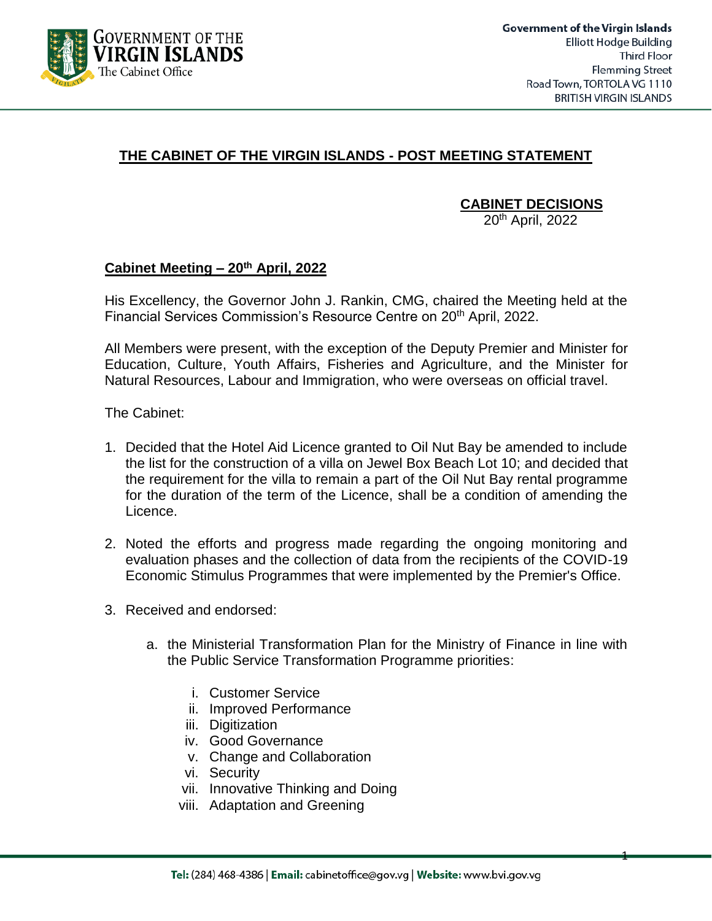Government of the Virgin Islands
Elliott Hodge Building
Third Floor
Flemming Street
Road Town, TORTOLA VG 1110
BRITISH VIRGIN ISLANDS

GOVERNMENT OF THE VIRGIN ISLANDS
The Cabinet Office

# THE CABINET OF THE VIRGIN ISLANDS - POST MEETING STATEMENT

## CABINET DECISIONS

20th April, 2022

### Cabinet Meeting – 20th April, 2022

His Excellency, the Governor John J. Rankin, CMG, chaired the Meeting held at the Financial Services Commission's Resource Centre on 20th April, 2022.

All Members were present, with the exception of the Deputy Premier and Minister for Education, Culture, Youth Affairs, Fisheries and Agriculture, and the Minister for Natural Resources, Labour and Immigration, who were overseas on official travel.

The Cabinet:

1. Decided that the Hotel Aid Licence granted to Oil Nut Bay be amended to include the list for the construction of a villa on Jewel Box Beach Lot 10; and decided that the requirement for the villa to remain a part of the Oil Nut Bay rental programme for the duration of the term of the Licence, shall be a condition of amending the Licence.

2. Noted the efforts and progress made regarding the ongoing monitoring and evaluation phases and the collection of data from the recipients of the COVID-19 Economic Stimulus Programmes that were implemented by the Premier's Office.

3. Received and endorsed:

   a. the Ministerial Transformation Plan for the Ministry of Finance in line with the Public Service Transformation Programme priorities:

      i. Customer Service
      ii. Improved Performance
      iii. Digitization
      iv. Good Governance
      v. Change and Collaboration
      vi. Security
      vii. Innovative Thinking and Doing
      viii. Adaptation and Greening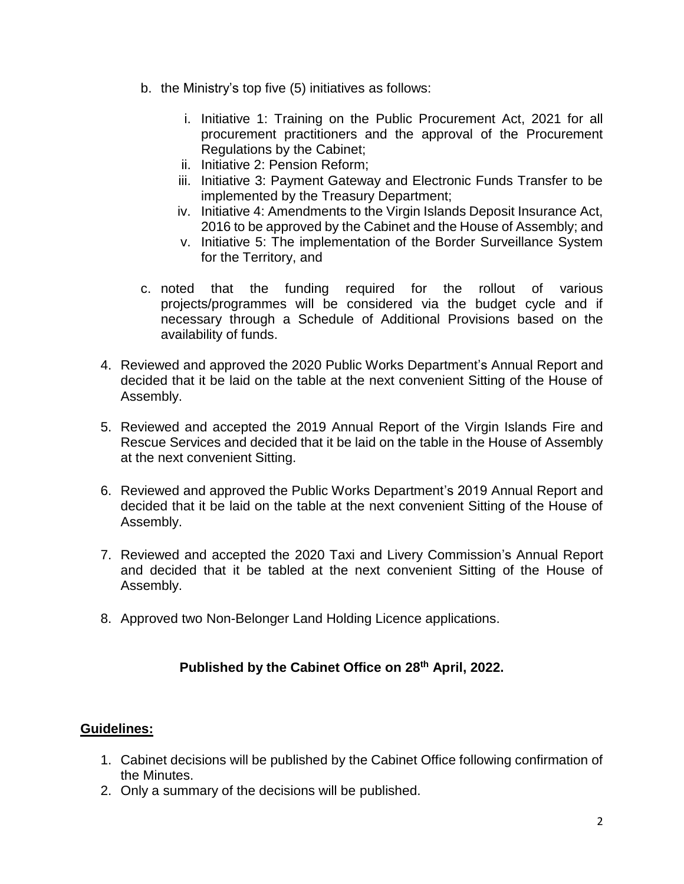b. the Ministry's top five (5) initiatives as follows:

   i. Initiative 1: Training on the Public Procurement Act, 2021 for all procurement practitioners and the approval of the Procurement Regulations by the Cabinet;
   ii. Initiative 2: Pension Reform;
   iii. Initiative 3: Payment Gateway and Electronic Funds Transfer to be implemented by the Treasury Department;
   iv. Initiative 4: Amendments to the Virgin Islands Deposit Insurance Act, 2016 to be approved by the Cabinet and the House of Assembly; and
   v. Initiative 5: The implementation of the Border Surveillance System for the Territory, and

c. noted that the funding required for the rollout of various projects/programmes will be considered via the budget cycle and if necessary through a Schedule of Additional Provisions based on the availability of funds.

4. Reviewed and approved the 2020 Public Works Department's Annual Report and decided that it be laid on the table at the next convenient Sitting of the House of Assembly.

5. Reviewed and accepted the 2019 Annual Report of the Virgin Islands Fire and Rescue Services and decided that it be laid on the table in the House of Assembly at the next convenient Sitting.

6. Reviewed and approved the Public Works Department's 2019 Annual Report and decided that it be laid on the table at the next convenient Sitting of the House of Assembly.

7. Reviewed and accepted the 2020 Taxi and Livery Commission's Annual Report and decided that it be tabled at the next convenient Sitting of the House of Assembly.

8. Approved two Non-Belonger Land Holding Licence applications.

**Published by the Cabinet Office on 28th April, 2022.**

**Guidelines:**

1. Cabinet decisions will be published by the Cabinet Office following confirmation of the Minutes.
2. Only a summary of the decisions will be published.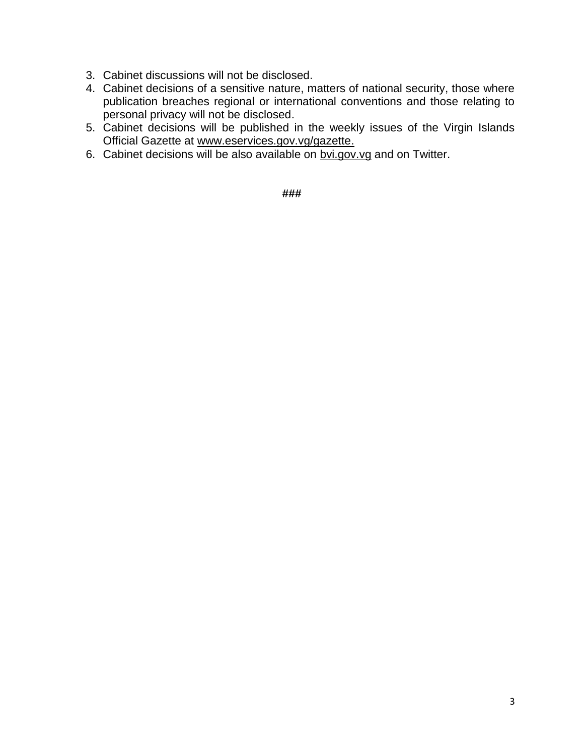3. Cabinet discussions will not be disclosed.
4. Cabinet decisions of a sensitive nature, matters of national security, those where publication breaches regional or international conventions and those relating to personal privacy will not be disclosed.
5. Cabinet decisions will be published in the weekly issues of the Virgin Islands Official Gazette at www.eservices.gov.vg/gazette.
6. Cabinet decisions will be also available on bvi.gov.vg and on Twitter.

###